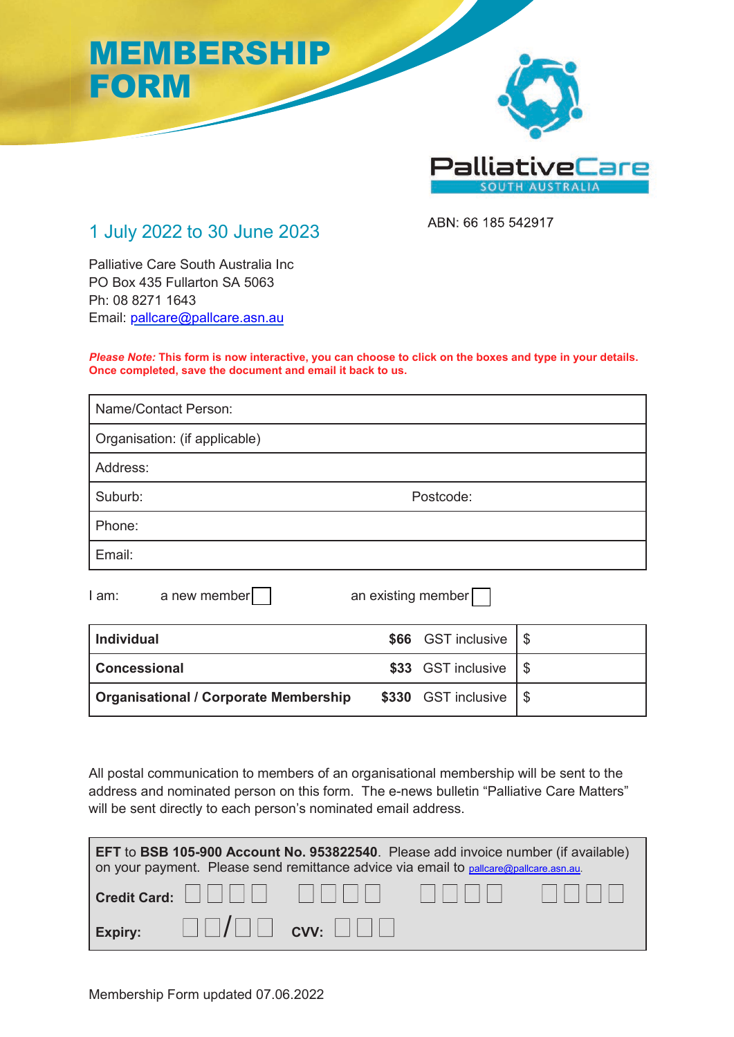# MEMBERSHIP FORM

PalliativeCare SOUTH AUSTRALIA

## 1 July 2022 to 30 June 2023

ABN: 66 185 542917

Palliative Care South Australia Inc
PO Box 435 Fullarton SA 5063
Ph: 08 8271 1643
Email: pallcare@pallcare.asn.au

***Please Note:*** **This form is now interactive, you can choose to click on the boxes and type in your details. Once completed, save the document and email it back to us.**

| Name/Contact Person: | |
|---|---|
| Organisation: (if applicable) | |
| Address: | |
| Suburb: | Postcode: |
| Phone: | |
| Email: | |

I am: a new member ☐ an existing member ☐

| | | |
|---|---|---|
| **Individual** | **$66** GST inclusive | $ |
| **Concessional** | **$33** GST inclusive | $ |
| **Organisational / Corporate Membership** | **$330** GST inclusive | $ |

All postal communication to members of an organisational membership will be sent to the address and nominated person on this form. The e-news bulletin "Palliative Care Matters" will be sent directly to each person's nominated email address.

**EFT** to **BSB 105-900 Account No. 953822540**. Please add invoice number (if available) on your payment. Please send remittance advice via email to pallcare@pallcare.asn.au.

**Credit Card:** ☐☐☐☐ ☐☐☐☐ ☐☐☐☐ ☐☐☐☐

**Expiry:** ☐☐/☐☐ **CVV:** ☐☐☐

Membership Form updated 07.06.2022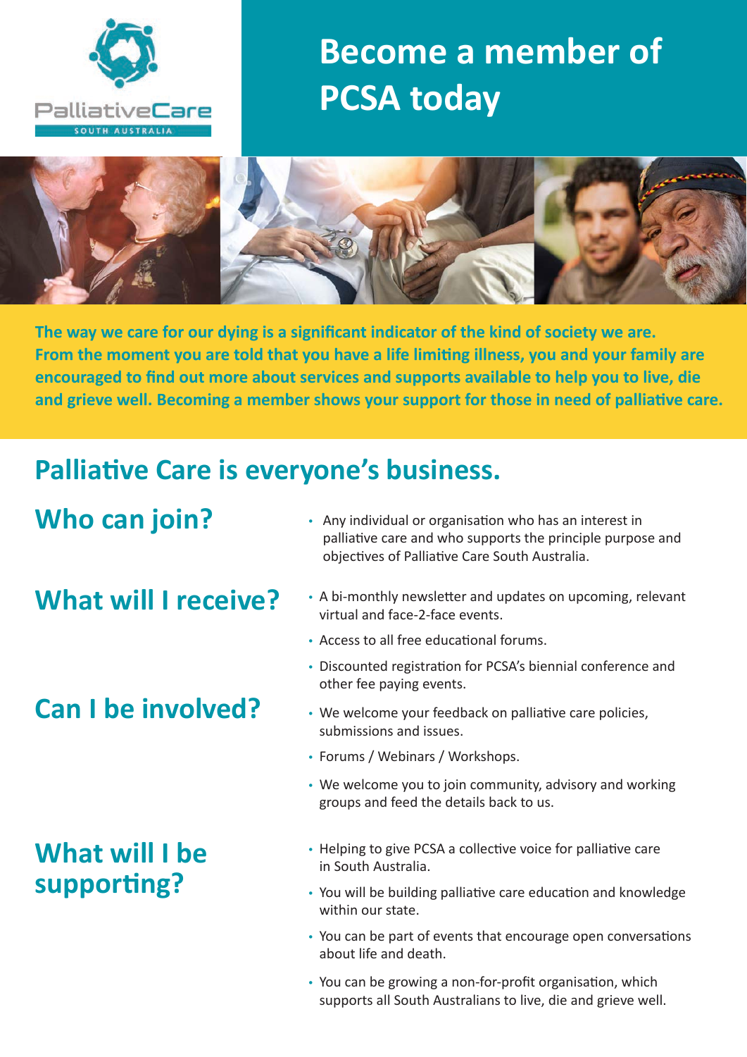PalliativeCare SOUTH AUSTRALIA

# Become a member of PCSA today

**The way we care for our dying is a significant indicator of the kind of society we are. From the moment you are told that you have a life limiting illness, you and your family are encouraged to find out more about services and supports available to help you to live, die and grieve well. Becoming a member shows your support for those in need of palliative care.**

## Palliative Care is everyone's business.

## Who can join?

- Any individual or organisation who has an interest in palliative care and who supports the principle purpose and objectives of Palliative Care South Australia.

## What will I receive?

- A bi-monthly newsletter and updates on upcoming, relevant virtual and face-2-face events.
- Access to all free educational forums.
- Discounted registration for PCSA's biennial conference and other fee paying events.

## Can I be involved?

- We welcome your feedback on palliative care policies, submissions and issues.
- Forums / Webinars / Workshops.
- We welcome you to join community, advisory and working groups and feed the details back to us.

## What will I be supporting?

- Helping to give PCSA a collective voice for palliative care in South Australia.
- You will be building palliative care education and knowledge within our state.
- You can be part of events that encourage open conversations about life and death.
- You can be growing a non-for-profit organisation, which supports all South Australians to live, die and grieve well.